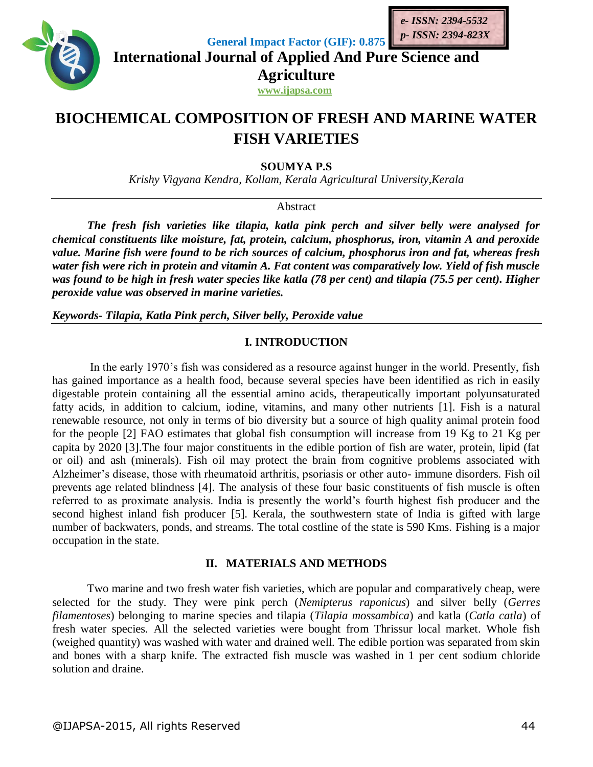# BIOCHEMICAL COMPOSITION OF FRESH AND MARINE WATER FISH VARIETIES

**SOUMYA P.S**

*Krishy Vigyana Kendra, Kollam, Kerala Agricultural University,Kerala*

Abstract

***The fresh fish varieties like tilapia, katla pink perch and silver belly were analysed for chemical constituents like moisture, fat, protein, calcium, phosphorus, iron, vitamin A and peroxide value. Marine fish were found to be rich sources of calcium, phosphorus iron and fat, whereas fresh water fish were rich in protein and vitamin A. Fat content was comparatively low. Yield of fish muscle was found to be high in fresh water species like katla (78 per cent) and tilapia (75.5 per cent). Higher peroxide value was observed in marine varieties.***

***Keywords- Tilapia, Katla Pink perch, Silver belly, Peroxide value***

## I. INTRODUCTION

In the early 1970's fish was considered as a resource against hunger in the world. Presently, fish has gained importance as a health food, because several species have been identified as rich in easily digestable protein containing all the essential amino acids, therapeutically important polyunsaturated fatty acids, in addition to calcium, iodine, vitamins, and many other nutrients [1]. Fish is a natural renewable resource, not only in terms of bio diversity but a source of high quality animal protein food for the people [2] FAO estimates that global fish consumption will increase from 19 Kg to 21 Kg per capita by 2020 [3].The four major constituents in the edible portion of fish are water, protein, lipid (fat or oil) and ash (minerals). Fish oil may protect the brain from cognitive problems associated with Alzheimer's disease, those with rheumatoid arthritis, psoriasis or other auto- immune disorders. Fish oil prevents age related blindness [4]. The analysis of these four basic constituents of fish muscle is often referred to as proximate analysis. India is presently the world's fourth highest fish producer and the second highest inland fish producer [5]. Kerala, the southwestern state of India is gifted with large number of backwaters, ponds, and streams. The total costline of the state is 590 Kms. Fishing is a major occupation in the state.

## II. MATERIALS AND METHODS

Two marine and two fresh water fish varieties, which are popular and comparatively cheap, were selected for the study. They were pink perch (*Nemipterus raponicus*) and silver belly (*Gerres filamentoses*) belonging to marine species and tilapia (*Tilapia mossambica*) and katla (*Catla catla*) of fresh water species. All the selected varieties were bought from Thrissur local market. Whole fish (weighed quantity) was washed with water and drained well. The edible portion was separated from skin and bones with a sharp knife. The extracted fish muscle was washed in 1 per cent sodium chloride solution and draine.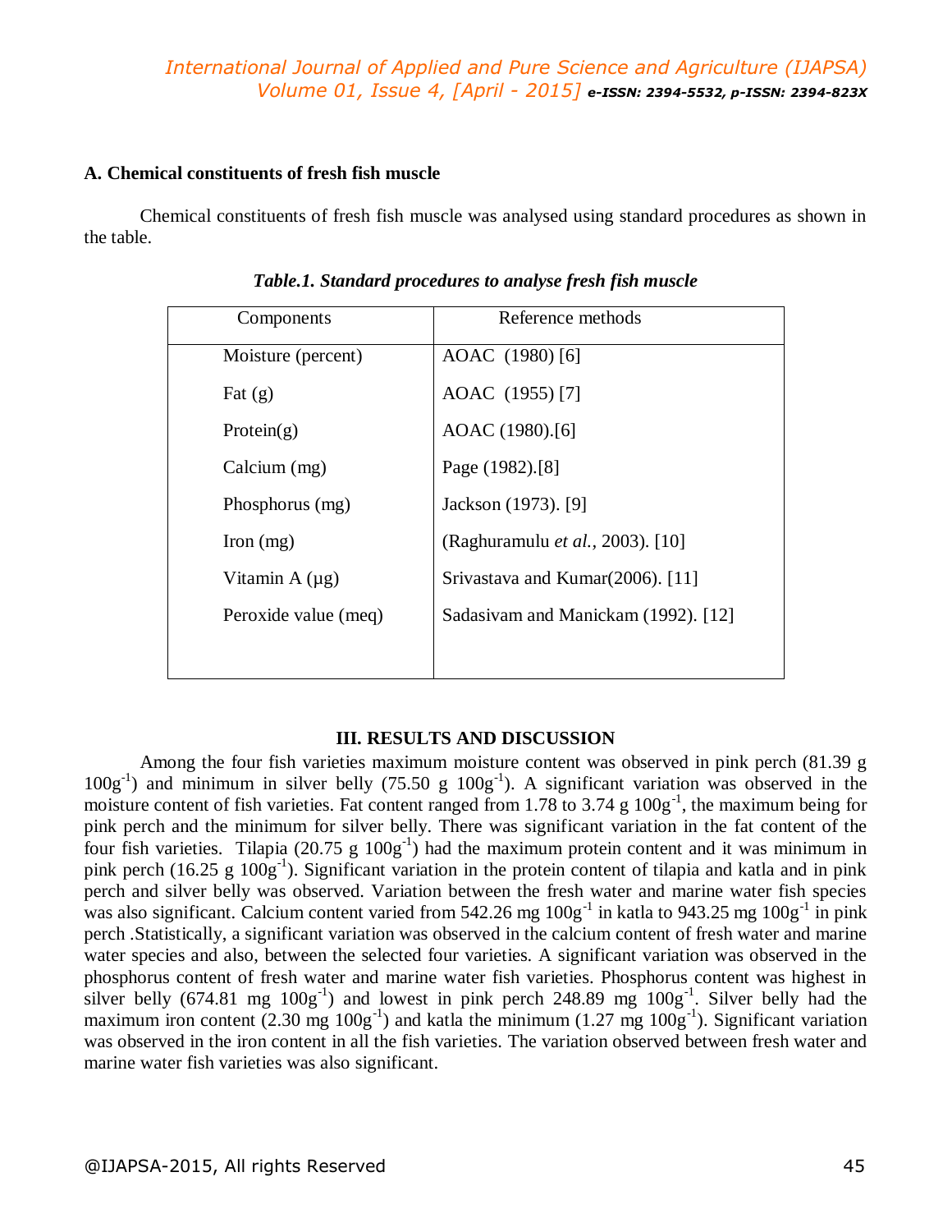### A. Chemical constituents of fresh fish muscle

Chemical constituents of fresh fish muscle was analysed using standard procedures as shown in the table.

***Table.1. Standard procedures to analyse fresh fish muscle***

| Components | Reference methods |
|---|---|
| Moisture (percent) | AOAC (1980) [6] |
| Fat (g) | AOAC (1955) [7] |
| Protein(g) | AOAC (1980).[6] |
| Calcium (mg) | Page (1982).[8] |
| Phosphorus (mg) | Jackson (1973). [9] |
| Iron (mg) | (Raghuramulu *et al.*, 2003). [10] |
| Vitamin A (µg) | Srivastava and Kumar(2006). [11] |
| Peroxide value (meq) | Sadasivam and Manickam (1992). [12] |

## III. RESULTS AND DISCUSSION

Among the four fish varieties maximum moisture content was observed in pink perch (81.39 g $100g^{-1}$) and minimum in silver belly (75.50 g $100g^{-1}$). A significant variation was observed in the moisture content of fish varieties. Fat content ranged from 1.78 to 3.74 g $100g^{-1}$, the maximum being for pink perch and the minimum for silver belly. There was significant variation in the fat content of the four fish varieties. Tilapia (20.75 g $100g^{-1}$) had the maximum protein content and it was minimum in pink perch (16.25 g $100g^{-1}$). Significant variation in the protein content of tilapia and katla and in pink perch and silver belly was observed. Variation between the fresh water and marine water fish species was also significant. Calcium content varied from 542.26 mg $100g^{-1}$ in katla to 943.25 mg $100g^{-1}$ in pink perch .Statistically, a significant variation was observed in the calcium content of fresh water and marine water species and also, between the selected four varieties. A significant variation was observed in the phosphorus content of fresh water and marine water fish varieties. Phosphorus content was highest in silver belly (674.81 mg $100g^{-1}$) and lowest in pink perch 248.89 mg $100g^{-1}$. Silver belly had the maximum iron content (2.30 mg $100g^{-1}$) and katla the minimum (1.27 mg $100g^{-1}$). Significant variation was observed in the iron content in all the fish varieties. The variation observed between fresh water and marine water fish varieties was also significant.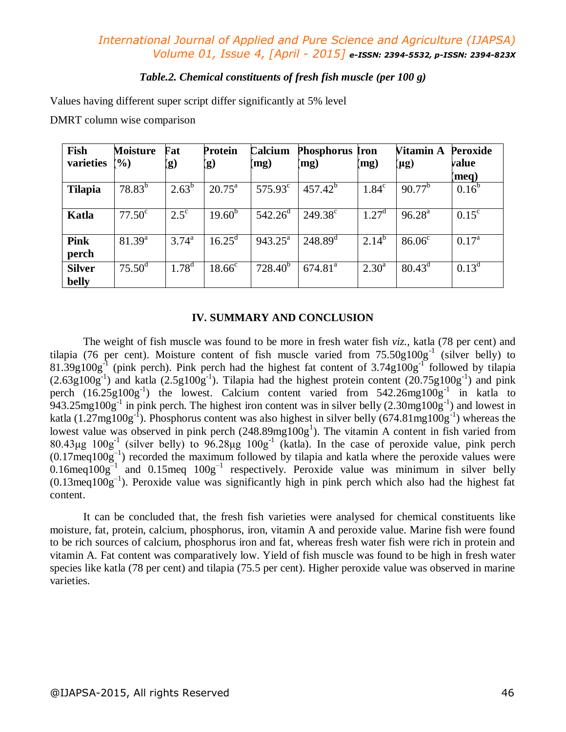*Table.2. Chemical constituents of fresh fish muscle (per 100 g)*

Values having different super script differ significantly at 5% level

DMRT column wise comparison

| Fish varieties | Moisture (%) | Fat (g) | Protein (g) | Calcium (mg) | Phosphorus (mg) | Iron (mg) | Vitamin A (µg) | Peroxide value (meq) |
|---|---|---|---|---|---|---|---|---|
| **Tilapia** | $78.83^{b}$ | $2.63^{b}$ | $20.75^{a}$ | $575.93^{c}$ | $457.42^{b}$ | $1.84^{c}$ | $90.77^{b}$ | $0.16^{b}$ |
| **Katla** | $77.50^{c}$ | $2.5^{c}$ | $19.60^{b}$ | $542.26^{d}$ | $249.38^{c}$ | $1.27^{d}$ | $96.28^{a}$ | $0.15^{c}$ |
| **Pink perch** | $81.39^{a}$ | $3.74^{a}$ | $16.25^{d}$ | $943.25^{a}$ | $248.89^{d}$ | $2.14^{b}$ | $86.06^{c}$ | $0.17^{a}$ |
| **Silver belly** | $75.50^{d}$ | $1.78^{d}$ | $18.66^{c}$ | $728.40^{b}$ | $674.81^{a}$ | $2.30^{a}$ | $80.43^{d}$ | $0.13^{d}$ |

## IV. SUMMARY AND CONCLUSION

The weight of fish muscle was found to be more in fresh water fish *viz.,* katla (78 per cent) and tilapia (76 per cent). Moisture content of fish muscle varied from $75.50g100g^{-1}$ (silver belly) to $81.39g100g^{-1}$ (pink perch). Pink perch had the highest fat content of $3.74g100g^{-1}$ followed by tilapia ($2.63g100g^{-1}$) and katla ($2.5g100g^{-1}$). Tilapia had the highest protein content ($20.75g100g^{-1}$) and pink perch ($16.25g100g^{-1}$) the lowest. Calcium content varied from $542.26mg100g^{-1}$ in katla to $943.25mg100g^{-1}$ in pink perch. The highest iron content was in silver belly ($2.30mg100g^{-1}$) and lowest in katla ($1.27mg100g^{-1}$). Phosphorus content was also highest in silver belly ($674.81mg100g^{-1}$) whereas the lowest value was observed in pink perch ($248.89mg100g^{1}$). The vitamin A content in fish varied from $80.43\mu g\ 100g^{-1}$ (silver belly) to $96.28\mu g\ 100g^{-1}$ (katla). In the case of peroxide value, pink perch ($0.17meq100g^{-1}$) recorded the maximum followed by tilapia and katla where the peroxide values were $0.16meq100g^{-1}$ and $0.15meq\ 100g^{-1}$ respectively. Peroxide value was minimum in silver belly ($0.13meq100g^{-1}$). Peroxide value was significantly high in pink perch which also had the highest fat content.

It can be concluded that, the fresh fish varieties were analysed for chemical constituents like moisture, fat, protein, calcium, phosphorus, iron, vitamin A and peroxide value. Marine fish were found to be rich sources of calcium, phosphorus iron and fat, whereas fresh water fish were rich in protein and vitamin A. Fat content was comparatively low. Yield of fish muscle was found to be high in fresh water species like katla (78 per cent) and tilapia (75.5 per cent). Higher peroxide value was observed in marine varieties.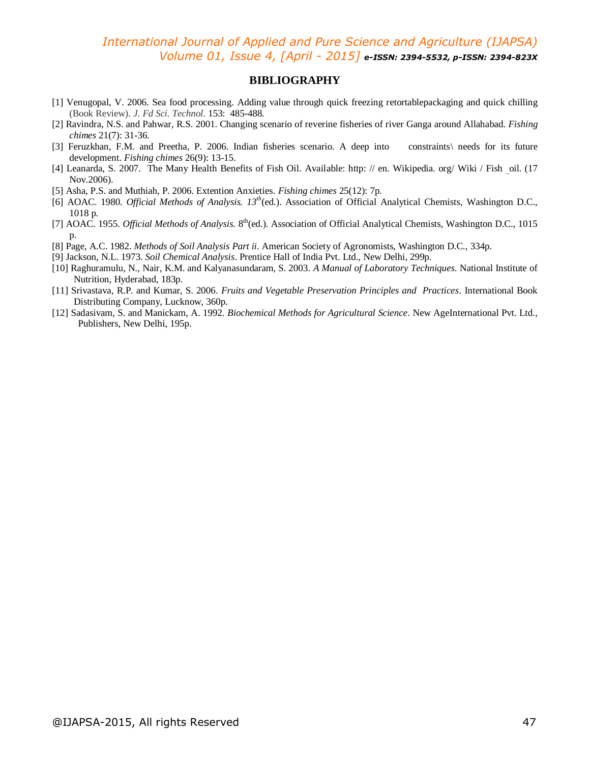## BIBLIOGRAPHY

[1] Venugopal, V. 2006. Sea food processing. Adding value through quick freezing retortablepackaging and quick chilling (Book Review). *J. Fd Sci. Technol.* 153: 485-488.

[2] Ravindra, N.S. and Pahwar, R.S. 2001. Changing scenario of reverine fisheries of river Ganga around Allahabad. *Fishing chimes* 21(7): 31-36.

[3] Feruzkhan, F.M. and Preetha, P. 2006. Indian fisheries scenario. A deep into constraints\ needs for its future development. *Fishing chimes* 26(9): 13-15.

[4] Leanarda, S. 2007. The Many Health Benefits of Fish Oil. Available: http: // en. Wikipedia. org/ Wiki / Fish _oil. (17 Nov.2006).

[5] Asha, P.S. and Muthiah, P. 2006. Extention Anxieties. *Fishing chimes* 25(12): 7p.

[6] AOAC. 1980. *Official Methods of Analysis. 13th*(ed.). Association of Official Analytical Chemists, Washington D.C., 1018 p.

[7] AOAC. 1955. *Official Methods of Analysis.* 8th(ed.). Association of Official Analytical Chemists, Washington D.C., 1015 p.

[8] Page, A.C. 1982. *Methods of Soil Analysis Part ii*. American Society of Agronomists, Washington D.C., 334p.

[9] Jackson, N.L. 1973. *Soil Chemical Analysis*. Prentice Hall of India Pvt. Ltd., New Delhi, 299p.

[10] Raghuramulu, N., Nair, K.M. and Kalyanasundaram, S. 2003. *A Manual of Laboratory Techniques*. National Institute of Nutrition, Hyderabad, 183p.

[11] Srivastava, R.P. and Kumar, S. 2006. *Fruits and Vegetable Preservation Principles and Practices*. International Book Distributing Company, Lucknow, 360p.

[12] Sadasivam, S. and Manickam, A. 1992. *Biochemical Methods for Agricultural Science*. New AgeInternational Pvt. Ltd., Publishers, New Delhi, 195p.